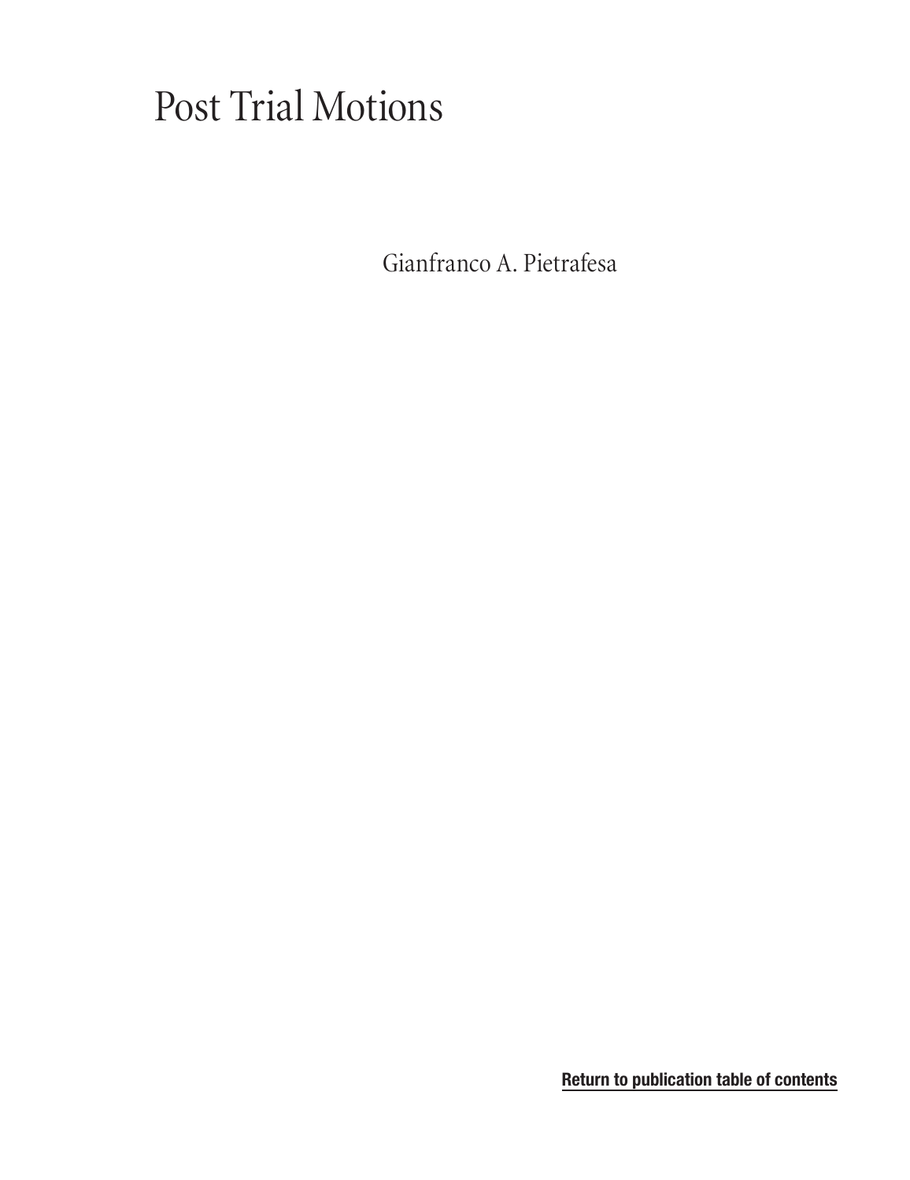# Post Trial Motions

Gianfranco A. Pietrafesa

Return to publication table of contents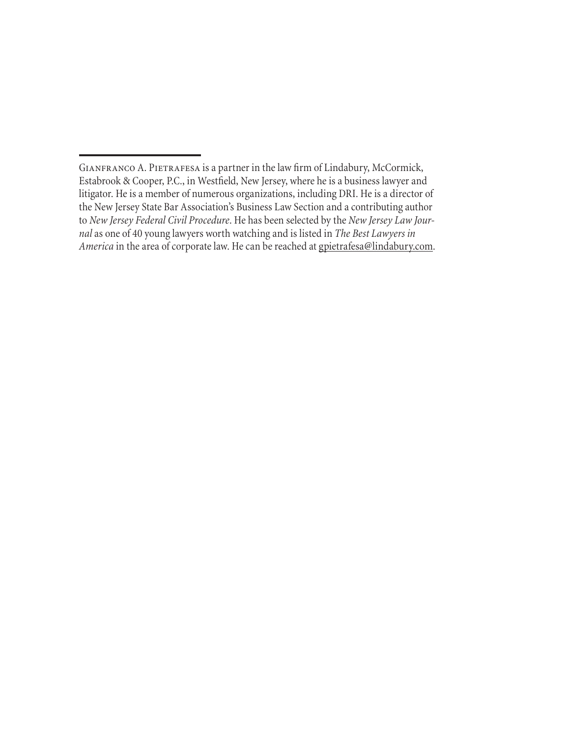---

Gianfranco A. Pietrafesa is a partner in the law firm of Lindabury, McCormick, Estabrook & Cooper, P.C., in Westfield, New Jersey, where he is a business lawyer and litigator. He is a member of numerous organizations, including DRI. He is a director of the New Jersey State Bar Association's Business Law Section and a contributing author to *New Jersey Federal Civil Procedure*. He has been selected by the *New Jersey Law Journal* as one of 40 young lawyers worth watching and is listed in *The Best Lawyers in America* in the area of corporate law. He can be reached at gpietrafesa@lindabury.com.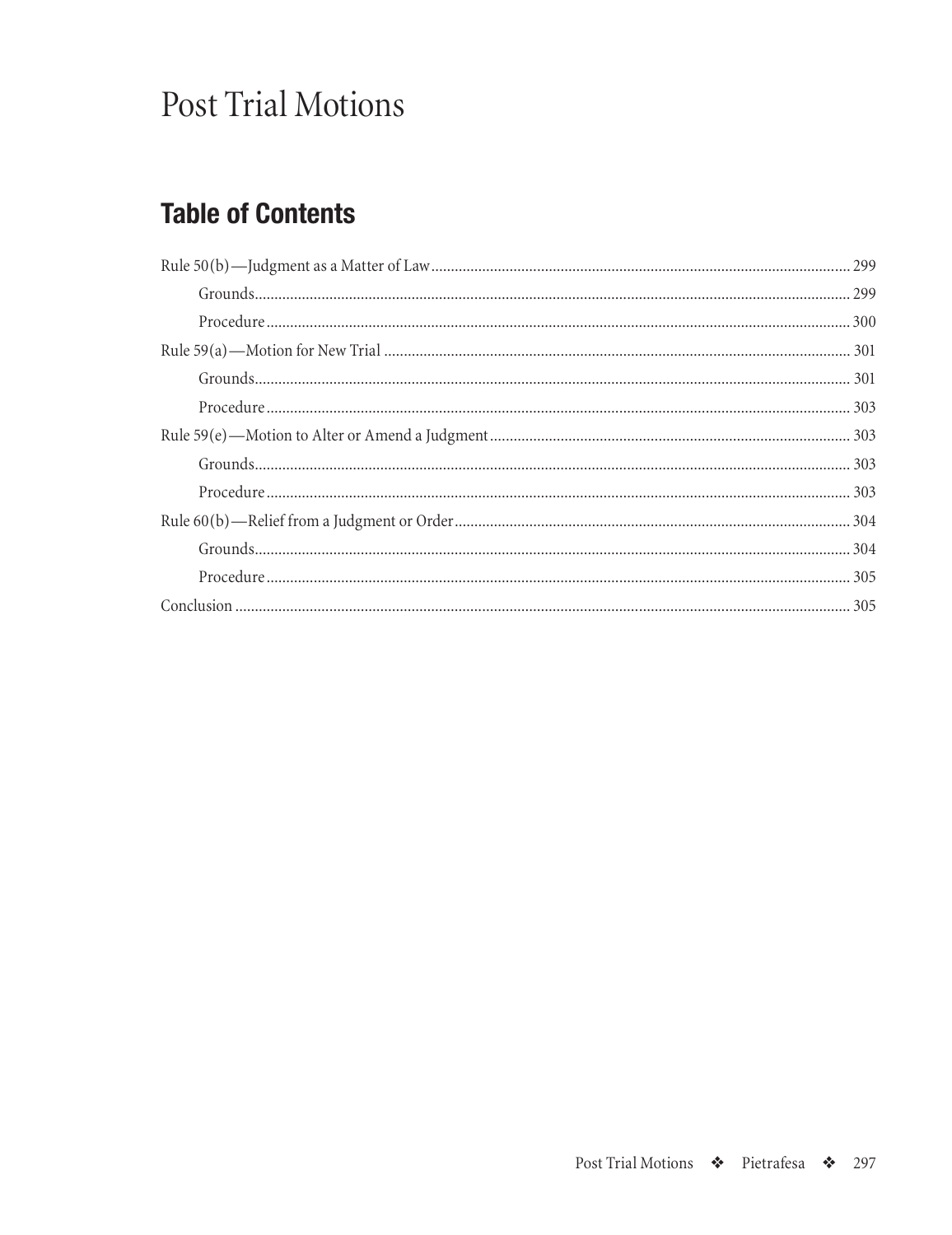# Post Trial Motions

## Table of Contents

- Rule 50(b)—Judgment as a Matter of Law ........ 299
  - Grounds ........ 299
  - Procedure ........ 300
- Rule 59(a)—Motion for New Trial ........ 301
  - Grounds ........ 301
  - Procedure ........ 303
- Rule 59(e)—Motion to Alter or Amend a Judgment ........ 303
  - Grounds ........ 303
  - Procedure ........ 303
- Rule 60(b)—Relief from a Judgment or Order ........ 304
  - Grounds ........ 304
  - Procedure ........ 305
- Conclusion ........ 305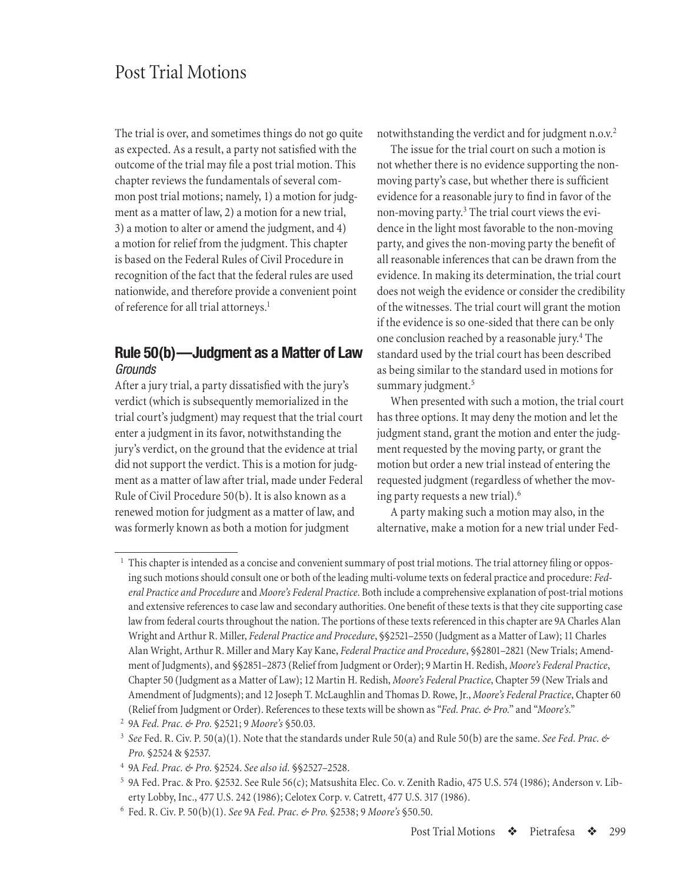# Post Trial Motions

The trial is over, and sometimes things do not go quite as expected. As a result, a party not satisfied with the outcome of the trial may file a post trial motion. This chapter reviews the fundamentals of several common post trial motions; namely, 1) a motion for judgment as a matter of law, 2) a motion for a new trial, 3) a motion to alter or amend the judgment, and 4) a motion for relief from the judgment. This chapter is based on the Federal Rules of Civil Procedure in recognition of the fact that the federal rules are used nationwide, and therefore provide a convenient point of reference for all trial attorneys.[1]

## Rule 50(b)—Judgment as a Matter of Law

### *Grounds*

After a jury trial, a party dissatisfied with the jury's verdict (which is subsequently memorialized in the trial court's judgment) may request that the trial court enter a judgment in its favor, notwithstanding the jury's verdict, on the ground that the evidence at trial did not support the verdict. This is a motion for judgment as a matter of law after trial, made under Federal Rule of Civil Procedure 50(b). It is also known as a renewed motion for judgment as a matter of law, and was formerly known as both a motion for judgment notwithstanding the verdict and for judgment n.o.v.[2]

The issue for the trial court on such a motion is not whether there is no evidence supporting the non-moving party's case, but whether there is sufficient evidence for a reasonable jury to find in favor of the non-moving party.[3] The trial court views the evidence in the light most favorable to the non-moving party, and gives the non-moving party the benefit of all reasonable inferences that can be drawn from the evidence. In making its determination, the trial court does not weigh the evidence or consider the credibility of the witnesses. The trial court will grant the motion if the evidence is so one-sided that there can be only one conclusion reached by a reasonable jury.[4] The standard used by the trial court has been described as being similar to the standard used in motions for summary judgment.[5]

When presented with such a motion, the trial court has three options. It may deny the motion and let the judgment stand, grant the motion and enter the judgment requested by the moving party, or grant the motion but order a new trial instead of entering the requested judgment (regardless of whether the moving party requests a new trial).[6]

A party making such a motion may also, in the alternative, make a motion for a new trial under Fed-

---

[1] This chapter is intended as a concise and convenient summary of post trial motions. The trial attorney filing or opposing such motions should consult one or both of the leading multi-volume texts on federal practice and procedure: *Federal Practice and Procedure* and *Moore's Federal Practice*. Both include a comprehensive explanation of post-trial motions and extensive references to case law and secondary authorities. One benefit of these texts is that they cite supporting case law from federal courts throughout the nation. The portions of these texts referenced in this chapter are 9A Charles Alan Wright and Arthur R. Miller, *Federal Practice and Procedure*, §§2521–2550 (Judgment as a Matter of Law); 11 Charles Alan Wright, Arthur R. Miller and Mary Kay Kane, *Federal Practice and Procedure*, §§2801–2821 (New Trials; Amendment of Judgments), and §§2851–2873 (Relief from Judgment or Order); 9 Martin H. Redish, *Moore's Federal Practice*, Chapter 50 (Judgment as a Matter of Law); 12 Martin H. Redish, *Moore's Federal Practice*, Chapter 59 (New Trials and Amendment of Judgments); and 12 Joseph T. McLaughlin and Thomas D. Rowe, Jr., *Moore's Federal Practice*, Chapter 60 (Relief from Judgment or Order). References to these texts will be shown as "*Fed. Prac. & Pro.*" and "*Moore's*."

[2] 9A *Fed. Prac. & Pro.* §2521; 9 *Moore's* §50.03.

[3] *See* Fed. R. Civ. P. 50(a)(1). Note that the standards under Rule 50(a) and Rule 50(b) are the same. *See Fed. Prac. & Pro.* §2524 & §2537.

[4] 9A *Fed. Prac. & Pro.* §2524. *See also id.* §§2527–2528.

[5] 9A Fed. Prac. & Pro. §2532. See Rule 56(c); Matsushita Elec. Co. v. Zenith Radio, 475 U.S. 574 (1986); Anderson v. Liberty Lobby, Inc., 477 U.S. 242 (1986); Celotex Corp. v. Catrett, 477 U.S. 317 (1986).

[6] Fed. R. Civ. P. 50(b)(1). *See* 9A *Fed. Prac. & Pro.* §2538; 9 *Moore's* §50.50.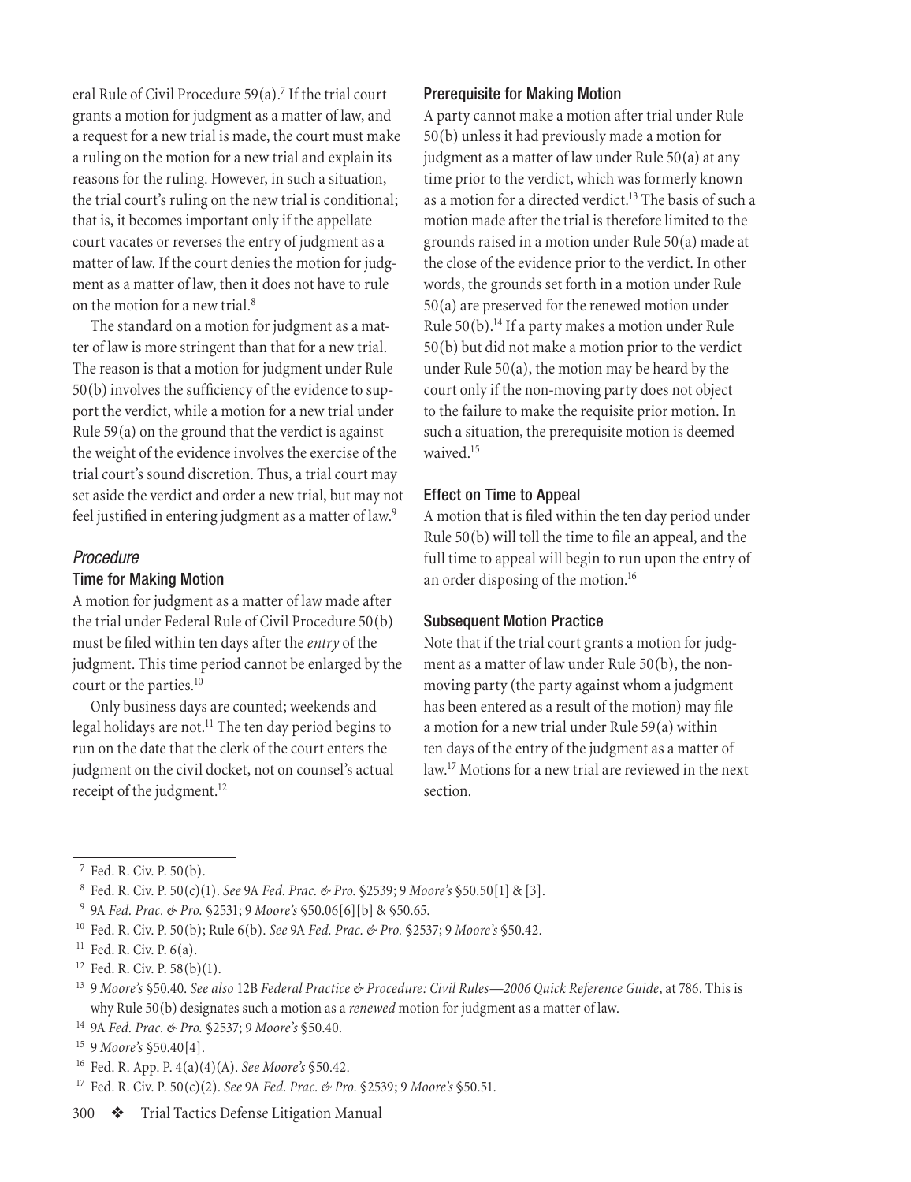eral Rule of Civil Procedure 59(a).[7] If the trial court grants a motion for judgment as a matter of law, and a request for a new trial is made, the court must make a ruling on the motion for a new trial and explain its reasons for the ruling. However, in such a situation, the trial court's ruling on the new trial is conditional; that is, it becomes important only if the appellate court vacates or reverses the entry of judgment as a matter of law. If the court denies the motion for judgment as a matter of law, then it does not have to rule on the motion for a new trial.[8]

The standard on a motion for judgment as a matter of law is more stringent than that for a new trial. The reason is that a motion for judgment under Rule 50(b) involves the sufficiency of the evidence to support the verdict, while a motion for a new trial under Rule 59(a) on the ground that the verdict is against the weight of the evidence involves the exercise of the trial court's sound discretion. Thus, a trial court may set aside the verdict and order a new trial, but may not feel justified in entering judgment as a matter of law.[9]

### *Procedure*

#### Time for Making Motion

A motion for judgment as a matter of law made after the trial under Federal Rule of Civil Procedure 50(b) must be filed within ten days after the *entry* of the judgment. This time period cannot be enlarged by the court or the parties.[10]

Only business days are counted; weekends and legal holidays are not.[11] The ten day period begins to run on the date that the clerk of the court enters the judgment on the civil docket, not on counsel's actual receipt of the judgment.[12]

#### Prerequisite for Making Motion

A party cannot make a motion after trial under Rule 50(b) unless it had previously made a motion for judgment as a matter of law under Rule 50(a) at any time prior to the verdict, which was formerly known as a motion for a directed verdict.[13] The basis of such a motion made after the trial is therefore limited to the grounds raised in a motion under Rule 50(a) made at the close of the evidence prior to the verdict. In other words, the grounds set forth in a motion under Rule 50(a) are preserved for the renewed motion under Rule 50(b).[14] If a party makes a motion under Rule 50(b) but did not make a motion prior to the verdict under Rule 50(a), the motion may be heard by the court only if the non-moving party does not object to the failure to make the requisite prior motion. In such a situation, the prerequisite motion is deemed waived.[15]

#### Effect on Time to Appeal

A motion that is filed within the ten day period under Rule 50(b) will toll the time to file an appeal, and the full time to appeal will begin to run upon the entry of an order disposing of the motion.[16]

#### Subsequent Motion Practice

Note that if the trial court grants a motion for judgment as a matter of law under Rule 50(b), the non-moving party (the party against whom a judgment has been entered as a result of the motion) may file a motion for a new trial under Rule 59(a) within ten days of the entry of the judgment as a matter of law.[17] Motions for a new trial are reviewed in the next section.

---

[7] Fed. R. Civ. P. 50(b).

[8] Fed. R. Civ. P. 50(c)(1). *See* 9A *Fed. Prac. & Pro.* §2539; 9 *Moore's* §50.50[1] & [3].

[9] 9A *Fed. Prac. & Pro.* §2531; 9 *Moore's* §50.06[6][b] & §50.65.

[10] Fed. R. Civ. P. 50(b); Rule 6(b). *See* 9A *Fed. Prac. & Pro.* §2537; 9 *Moore's* §50.42.

[11] Fed. R. Civ. P. 6(a).

[12] Fed. R. Civ. P. 58(b)(1).

[13] 9 *Moore's* §50.40. *See also* 12B *Federal Practice & Procedure: Civil Rules—2006 Quick Reference Guide*, at 786. This is why Rule 50(b) designates such a motion as a *renewed* motion for judgment as a matter of law.

[14] 9A *Fed. Prac. & Pro.* §2537; 9 *Moore's* §50.40.

[15] 9 *Moore's* §50.40[4].

[16] Fed. R. App. P. 4(a)(4)(A). *See Moore's* §50.42.

[17] Fed. R. Civ. P. 50(c)(2). *See* 9A *Fed. Prac. & Pro.* §2539; 9 *Moore's* §50.51.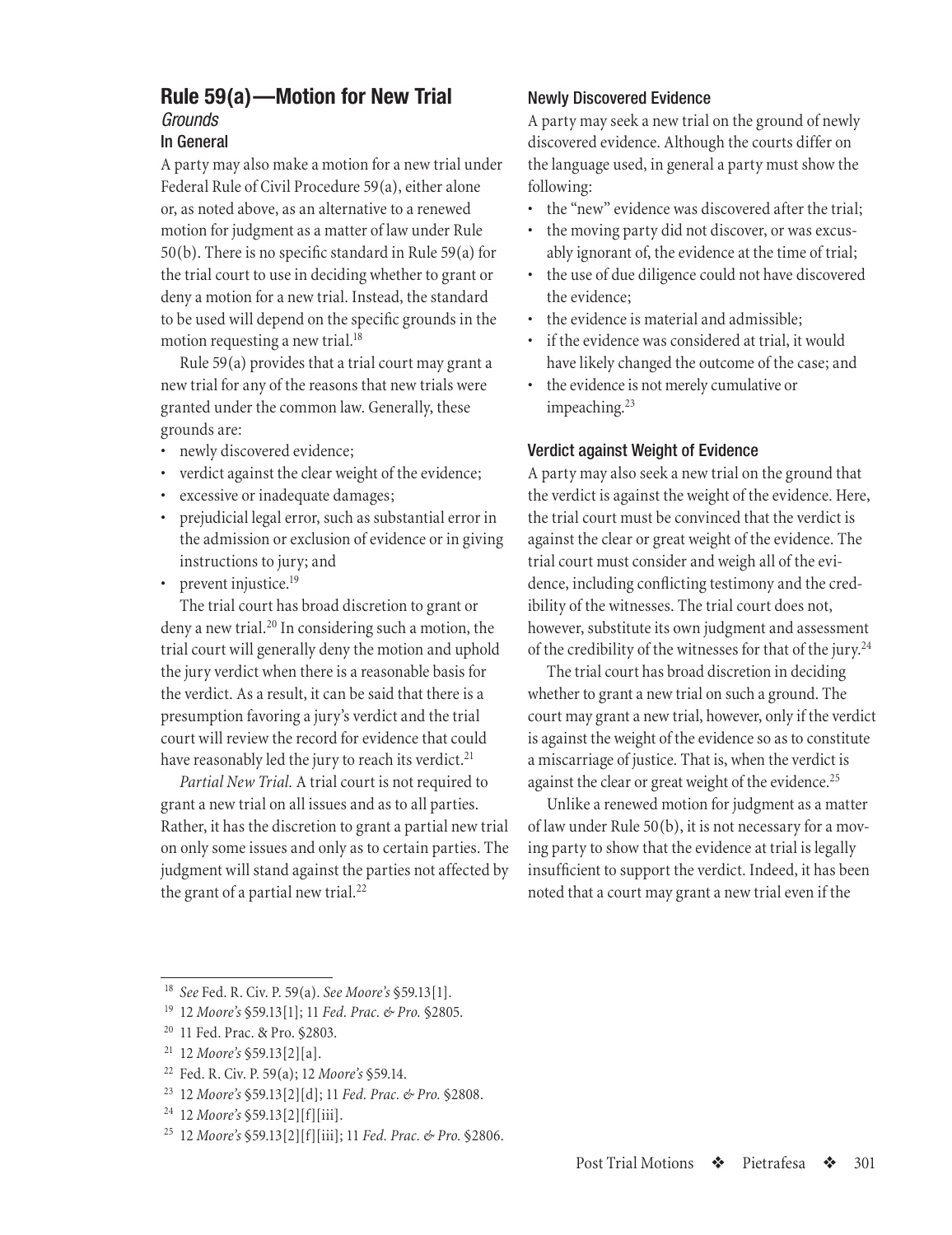## Rule 59(a)—Motion for New Trial

### *Grounds*

#### In General

A party may also make a motion for a new trial under Federal Rule of Civil Procedure 59(a), either alone or, as noted above, as an alternative to a renewed motion for judgment as a matter of law under Rule 50(b). There is no specific standard in Rule 59(a) for the trial court to use in deciding whether to grant or deny a motion for a new trial. Instead, the standard to be used will depend on the specific grounds in the motion requesting a new trial.[18]

Rule 59(a) provides that a trial court may grant a new trial for any of the reasons that new trials were granted under the common law. Generally, these grounds are:

- newly discovered evidence;
- verdict against the clear weight of the evidence;
- excessive or inadequate damages;
- prejudicial legal error, such as substantial error in the admission or exclusion of evidence or in giving instructions to jury; and
- prevent injustice.[19]

The trial court has broad discretion to grant or deny a new trial.[20] In considering such a motion, the trial court will generally deny the motion and uphold the jury verdict when there is a reasonable basis for the verdict. As a result, it can be said that there is a presumption favoring a jury's verdict and the trial court will review the record for evidence that could have reasonably led the jury to reach its verdict.[21]

*Partial New Trial.* A trial court is not required to grant a new trial on all issues and as to all parties. Rather, it has the discretion to grant a partial new trial on only some issues and only as to certain parties. The judgment will stand against the parties not affected by the grant of a partial new trial.[22]

#### Newly Discovered Evidence

A party may seek a new trial on the ground of newly discovered evidence. Although the courts differ on the language used, in general a party must show the following:

- the "new" evidence was discovered after the trial;
- the moving party did not discover, or was excusably ignorant of, the evidence at the time of trial;
- the use of due diligence could not have discovered the evidence;
- the evidence is material and admissible;
- if the evidence was considered at trial, it would have likely changed the outcome of the case; and
- the evidence is not merely cumulative or impeaching.[23]

#### Verdict against Weight of Evidence

A party may also seek a new trial on the ground that the verdict is against the weight of the evidence. Here, the trial court must be convinced that the verdict is against the clear or great weight of the evidence. The trial court must consider and weigh all of the evidence, including conflicting testimony and the credibility of the witnesses. The trial court does not, however, substitute its own judgment and assessment of the credibility of the witnesses for that of the jury.[24]

The trial court has broad discretion in deciding whether to grant a new trial on such a ground. The court may grant a new trial, however, only if the verdict is against the weight of the evidence so as to constitute a miscarriage of justice. That is, when the verdict is against the clear or great weight of the evidence.[25]

Unlike a renewed motion for judgment as a matter of law under Rule 50(b), it is not necessary for a moving party to show that the evidence at trial is legally insufficient to support the verdict. Indeed, it has been noted that a court may grant a new trial even if the

---

[18] *See* Fed. R. Civ. P. 59(a). *See Moore's* §59.13[1].

[19] 12 *Moore's* §59.13[1]; 11 *Fed. Prac. & Pro.* §2805.

[20] 11 Fed. Prac. & Pro. §2803.

[21] 12 *Moore's* §59.13[2][a].

[22] Fed. R. Civ. P. 59(a); 12 *Moore's* §59.14.

[23] 12 *Moore's* §59.13[2][d]; 11 *Fed. Prac. & Pro.* §2808.

[24] 12 *Moore's* §59.13[2][f][iii].

[25] 12 *Moore's* §59.13[2][f][iii]; 11 *Fed. Prac. & Pro.* §2806.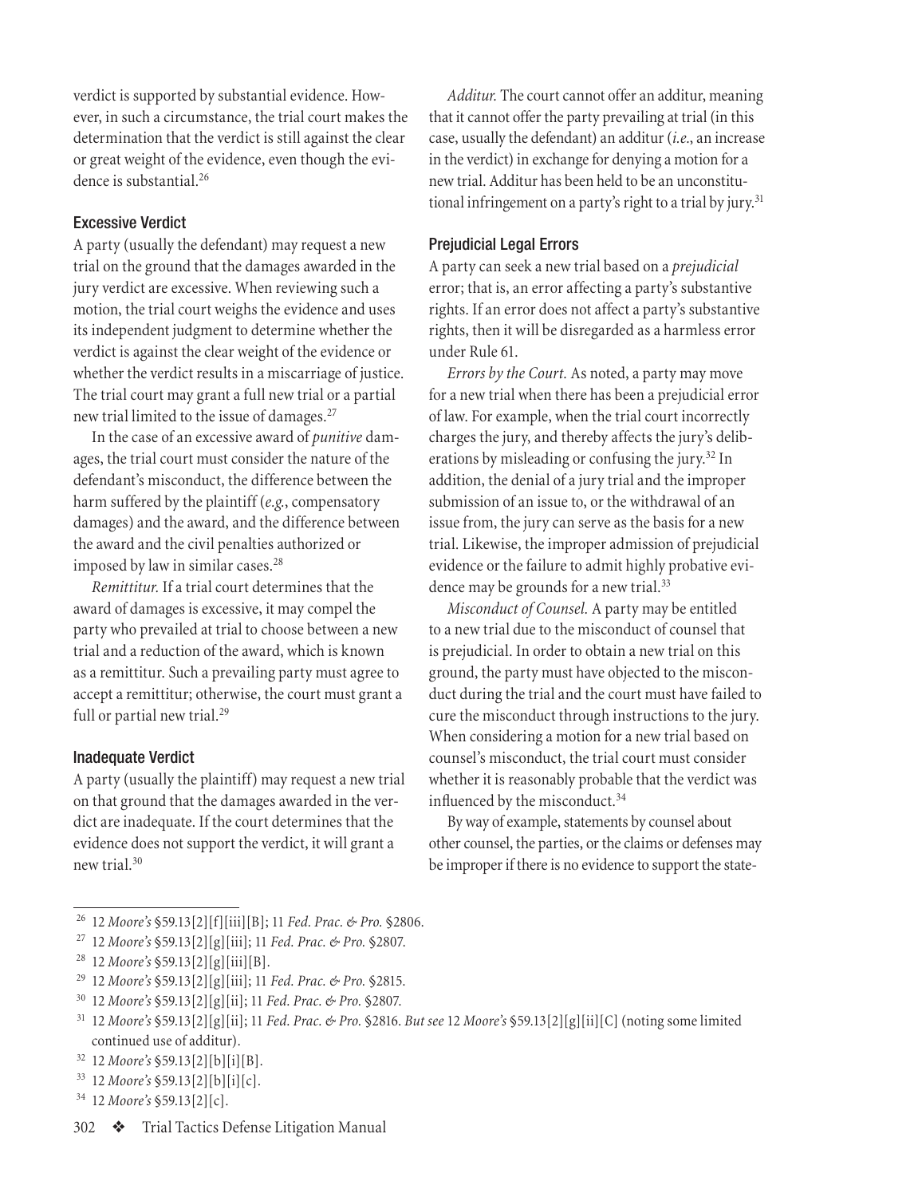verdict is supported by substantial evidence. However, in such a circumstance, the trial court makes the determination that the verdict is still against the clear or great weight of the evidence, even though the evidence is substantial.[26]

### Excessive Verdict

A party (usually the defendant) may request a new trial on the ground that the damages awarded in the jury verdict are excessive. When reviewing such a motion, the trial court weighs the evidence and uses its independent judgment to determine whether the verdict is against the clear weight of the evidence or whether the verdict results in a miscarriage of justice. The trial court may grant a full new trial or a partial new trial limited to the issue of damages.[27]

In the case of an excessive award of *punitive* damages, the trial court must consider the nature of the defendant's misconduct, the difference between the harm suffered by the plaintiff (*e.g.*, compensatory damages) and the award, and the difference between the award and the civil penalties authorized or imposed by law in similar cases.[28]

*Remittitur.* If a trial court determines that the award of damages is excessive, it may compel the party who prevailed at trial to choose between a new trial and a reduction of the award, which is known as a remittitur. Such a prevailing party must agree to accept a remittitur; otherwise, the court must grant a full or partial new trial.[29]

### Inadequate Verdict

A party (usually the plaintiff) may request a new trial on that ground that the damages awarded in the verdict are inadequate. If the court determines that the evidence does not support the verdict, it will grant a new trial.[30]

*Additur.* The court cannot offer an additur, meaning that it cannot offer the party prevailing at trial (in this case, usually the defendant) an additur (*i.e.*, an increase in the verdict) in exchange for denying a motion for a new trial. Additur has been held to be an unconstitutional infringement on a party's right to a trial by jury.[31]

### Prejudicial Legal Errors

A party can seek a new trial based on a *prejudicial* error; that is, an error affecting a party's substantive rights. If an error does not affect a party's substantive rights, then it will be disregarded as a harmless error under Rule 61.

*Errors by the Court.* As noted, a party may move for a new trial when there has been a prejudicial error of law. For example, when the trial court incorrectly charges the jury, and thereby affects the jury's deliberations by misleading or confusing the jury.[32] In addition, the denial of a jury trial and the improper submission of an issue to, or the withdrawal of an issue from, the jury can serve as the basis for a new trial. Likewise, the improper admission of prejudicial evidence or the failure to admit highly probative evidence may be grounds for a new trial.[33]

*Misconduct of Counsel.* A party may be entitled to a new trial due to the misconduct of counsel that is prejudicial. In order to obtain a new trial on this ground, the party must have objected to the misconduct during the trial and the court must have failed to cure the misconduct through instructions to the jury. When considering a motion for a new trial based on counsel's misconduct, the trial court must consider whether it is reasonably probable that the verdict was influenced by the misconduct.[34]

By way of example, statements by counsel about other counsel, the parties, or the claims or defenses may be improper if there is no evidence to support the state-

---

[26] 12 *Moore's* §59.13[2][f][iii][B]; 11 *Fed. Prac. & Pro.* §2806.

[27] 12 *Moore's* §59.13[2][g][iii]; 11 *Fed. Prac. & Pro.* §2807.

[28] 12 *Moore's* §59.13[2][g][iii][B].

[29] 12 *Moore's* §59.13[2][g][iii]; 11 *Fed. Prac. & Pro.* §2815.

[30] 12 *Moore's* §59.13[2][g][ii]; 11 *Fed. Prac. & Pro.* §2807.

[31] 12 *Moore's* §59.13[2][g][ii]; 11 *Fed. Prac. & Pro.* §2816. *But see* 12 *Moore's* §59.13[2][g][ii][C] (noting some limited continued use of additur).

[32] 12 *Moore's* §59.13[2][b][i][B].

[33] 12 *Moore's* §59.13[2][b][i][c].

[34] 12 *Moore's* §59.13[2][c].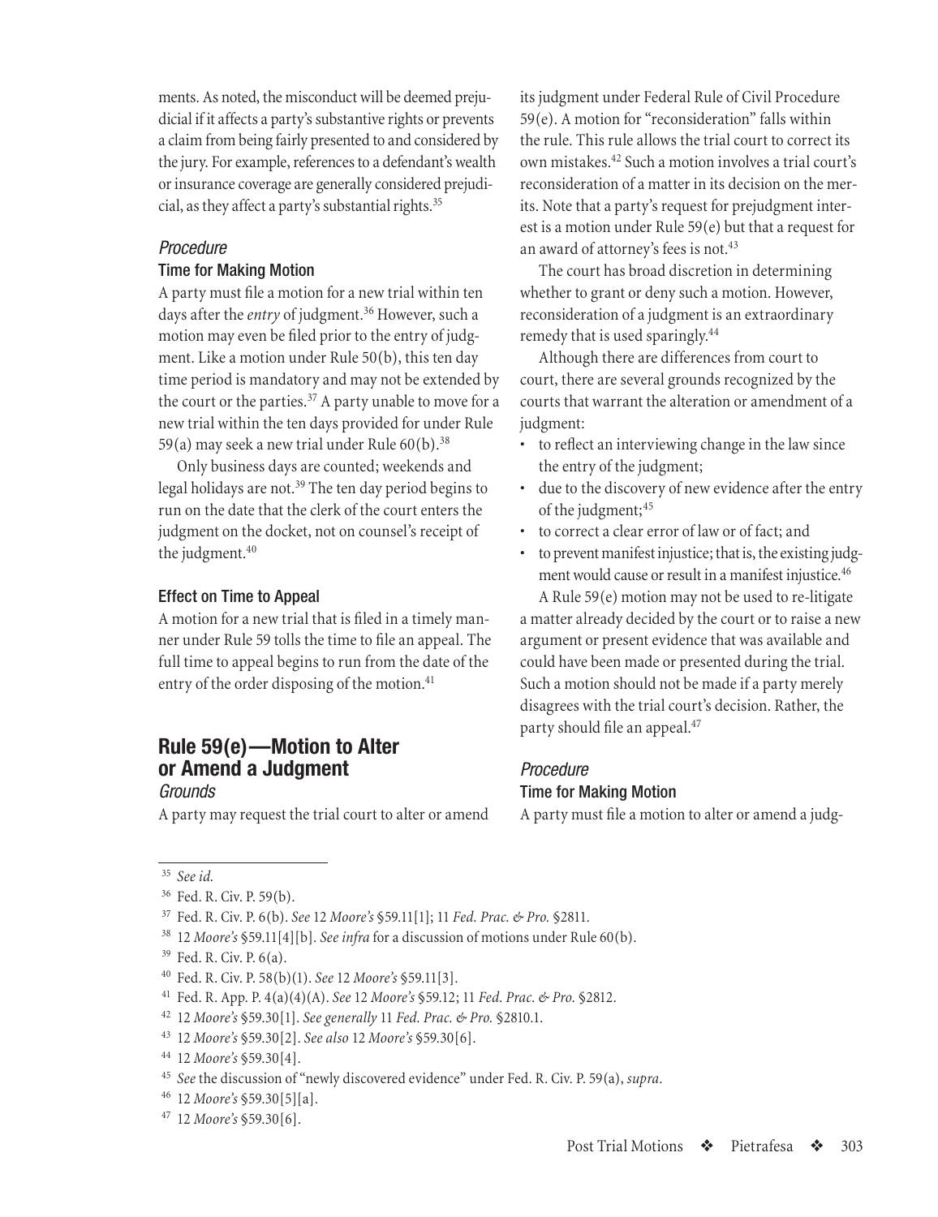ments. As noted, the misconduct will be deemed prejudicial if it affects a party's substantive rights or prevents a claim from being fairly presented to and considered by the jury. For example, references to a defendant's wealth or insurance coverage are generally considered prejudicial, as they affect a party's substantial rights.[35]

### *Procedure*

#### Time for Making Motion

A party must file a motion for a new trial within ten days after the *entry* of judgment.[36] However, such a motion may even be filed prior to the entry of judgment. Like a motion under Rule 50(b), this ten day time period is mandatory and may not be extended by the court or the parties.[37] A party unable to move for a new trial within the ten days provided for under Rule 59(a) may seek a new trial under Rule 60(b).[38]

Only business days are counted; weekends and legal holidays are not.[39] The ten day period begins to run on the date that the clerk of the court enters the judgment on the docket, not on counsel's receipt of the judgment.[40]

#### Effect on Time to Appeal

A motion for a new trial that is filed in a timely manner under Rule 59 tolls the time to file an appeal. The full time to appeal begins to run from the date of the entry of the order disposing of the motion.[41]

## Rule 59(e)—Motion to Alter or Amend a Judgment

### *Grounds*

A party may request the trial court to alter or amend its judgment under Federal Rule of Civil Procedure 59(e). A motion for "reconsideration" falls within the rule. This rule allows the trial court to correct its own mistakes.[42] Such a motion involves a trial court's reconsideration of a matter in its decision on the merits. Note that a party's request for prejudgment interest is a motion under Rule 59(e) but that a request for an award of attorney's fees is not.[43]

The court has broad discretion in determining whether to grant or deny such a motion. However, reconsideration of a judgment is an extraordinary remedy that is used sparingly.[44]

Although there are differences from court to court, there are several grounds recognized by the courts that warrant the alteration or amendment of a judgment:

- to reflect an interviewing change in the law since the entry of the judgment;
- due to the discovery of new evidence after the entry of the judgment;[45]
- to correct a clear error of law or of fact; and
- to prevent manifest injustice; that is, the existing judgment would cause or result in a manifest injustice.[46]

A Rule 59(e) motion may not be used to re-litigate a matter already decided by the court or to raise a new argument or present evidence that was available and could have been made or presented during the trial. Such a motion should not be made if a party merely disagrees with the trial court's decision. Rather, the party should file an appeal.[47]

### *Procedure*

#### Time for Making Motion

A party must file a motion to alter or amend a judg-

---

[35] *See id.*

[36] Fed. R. Civ. P. 59(b).

[37] Fed. R. Civ. P. 6(b). *See* 12 *Moore's* §59.11[1]; 11 *Fed. Prac. & Pro.* §2811.

[38] 12 *Moore's* §59.11[4][b]. *See infra* for a discussion of motions under Rule 60(b).

[39] Fed. R. Civ. P. 6(a).

[40] Fed. R. Civ. P. 58(b)(1). *See* 12 *Moore's* §59.11[3].

[41] Fed. R. App. P. 4(a)(4)(A). *See* 12 *Moore's* §59.12; 11 *Fed. Prac. & Pro.* §2812.

[42] 12 *Moore's* §59.30[1]. *See generally* 11 *Fed. Prac. & Pro.* §2810.1.

[43] 12 *Moore's* §59.30[2]. *See also* 12 *Moore's* §59.30[6].

[44] 12 *Moore's* §59.30[4].

[45] *See* the discussion of "newly discovered evidence" under Fed. R. Civ. P. 59(a), *supra*.

[46] 12 *Moore's* §59.30[5][a].

[47] 12 *Moore's* §59.30[6].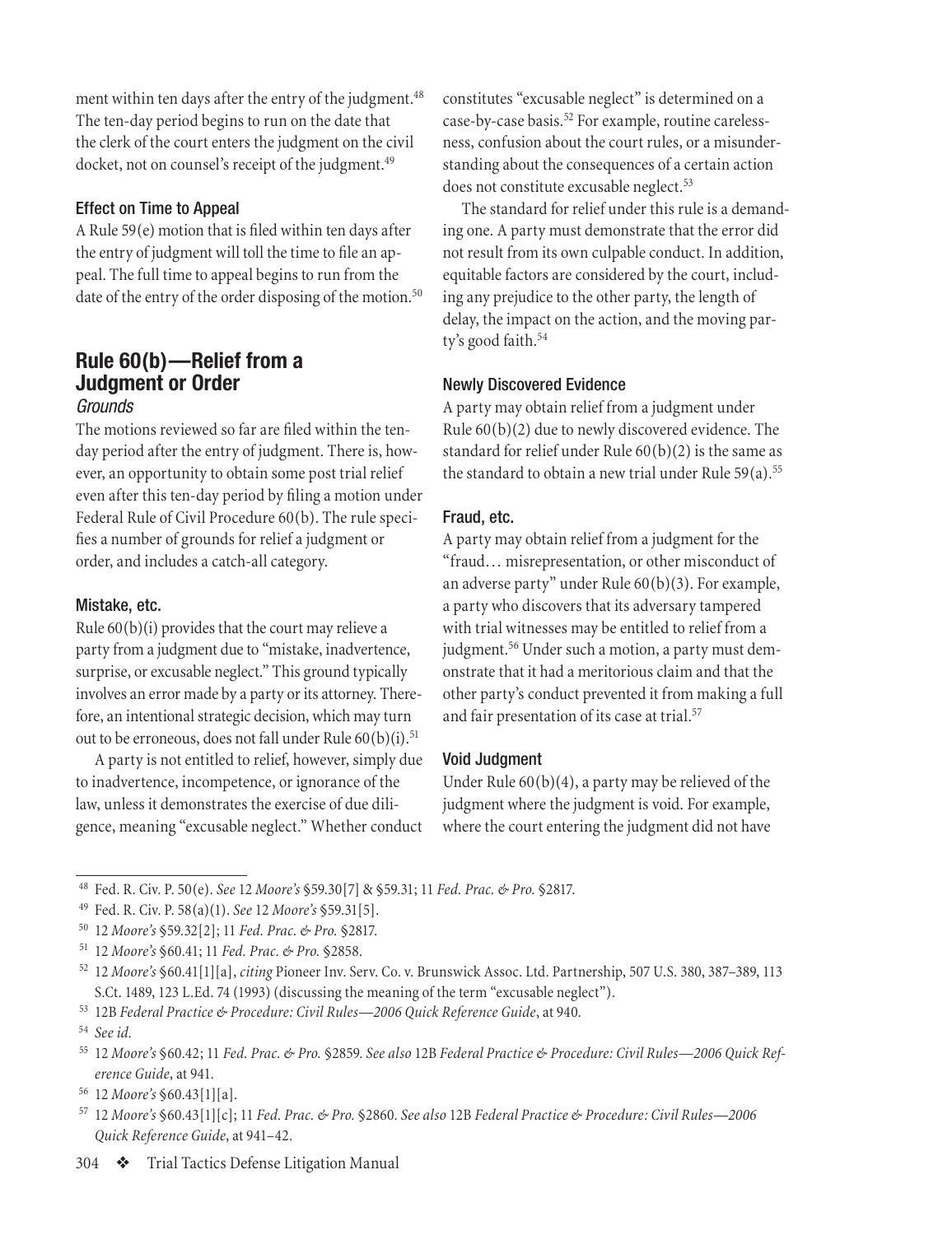ment within ten days after the entry of the judgment.[48] The ten-day period begins to run on the date that the clerk of the court enters the judgment on the civil docket, not on counsel's receipt of the judgment.[49]

#### Effect on Time to Appeal

A Rule 59(e) motion that is filed within ten days after the entry of judgment will toll the time to file an appeal. The full time to appeal begins to run from the date of the entry of the order disposing of the motion.[50]

## Rule 60(b)—Relief from a Judgment or Order

### *Grounds*

The motions reviewed so far are filed within the ten-day period after the entry of judgment. There is, however, an opportunity to obtain some post trial relief even after this ten-day period by filing a motion under Federal Rule of Civil Procedure 60(b). The rule specifies a number of grounds for relief a judgment or order, and includes a catch-all category.

#### Mistake, etc.

Rule 60(b)(i) provides that the court may relieve a party from a judgment due to "mistake, inadvertence, surprise, or excusable neglect." This ground typically involves an error made by a party or its attorney. Therefore, an intentional strategic decision, which may turn out to be erroneous, does not fall under Rule 60(b)(i).[51]

A party is not entitled to relief, however, simply due to inadvertence, incompetence, or ignorance of the law, unless it demonstrates the exercise of due diligence, meaning "excusable neglect." Whether conduct constitutes "excusable neglect" is determined on a case-by-case basis.[52] For example, routine carelessness, confusion about the court rules, or a misunderstanding about the consequences of a certain action does not constitute excusable neglect.[53]

The standard for relief under this rule is a demanding one. A party must demonstrate that the error did not result from its own culpable conduct. In addition, equitable factors are considered by the court, including any prejudice to the other party, the length of delay, the impact on the action, and the moving party's good faith.[54]

#### Newly Discovered Evidence

A party may obtain relief from a judgment under Rule 60(b)(2) due to newly discovered evidence. The standard for relief under Rule 60(b)(2) is the same as the standard to obtain a new trial under Rule 59(a).[55]

#### Fraud, etc.

A party may obtain relief from a judgment for the "fraud… misrepresentation, or other misconduct of an adverse party" under Rule 60(b)(3). For example, a party who discovers that its adversary tampered with trial witnesses may be entitled to relief from a judgment.[56] Under such a motion, a party must demonstrate that it had a meritorious claim and that the other party's conduct prevented it from making a full and fair presentation of its case at trial.[57]

#### Void Judgment

Under Rule 60(b)(4), a party may be relieved of the judgment where the judgment is void. For example, where the court entering the judgment did not have

---

[48] Fed. R. Civ. P. 50(e). *See* 12 *Moore's* §59.30[7] & §59.31; 11 *Fed. Prac. & Pro.* §2817.

[49] Fed. R. Civ. P. 58(a)(1). *See* 12 *Moore's* §59.31[5].

[50] 12 *Moore's* §59.32[2]; 11 *Fed. Prac. & Pro.* §2817.

[51] 12 *Moore's* §60.41; 11 *Fed. Prac. & Pro.* §2858.

[52] 12 *Moore's* §60.41[1][a], *citing* Pioneer Inv. Serv. Co. v. Brunswick Assoc. Ltd. Partnership, 507 U.S. 380, 387–389, 113 S.Ct. 1489, 123 L.Ed. 74 (1993) (discussing the meaning of the term "excusable neglect").

[53] 12B *Federal Practice & Procedure: Civil Rules—2006 Quick Reference Guide*, at 940.

[54] *See id.*

[55] 12 *Moore's* §60.42; 11 *Fed. Prac. & Pro.* §2859. *See also* 12B *Federal Practice & Procedure: Civil Rules—2006 Quick Reference Guide*, at 941.

[56] 12 *Moore's* §60.43[1][a].

[57] 12 *Moore's* §60.43[1][c]; 11 *Fed. Prac. & Pro.* §2860. *See also* 12B *Federal Practice & Procedure: Civil Rules—2006 Quick Reference Guide*, at 941–42.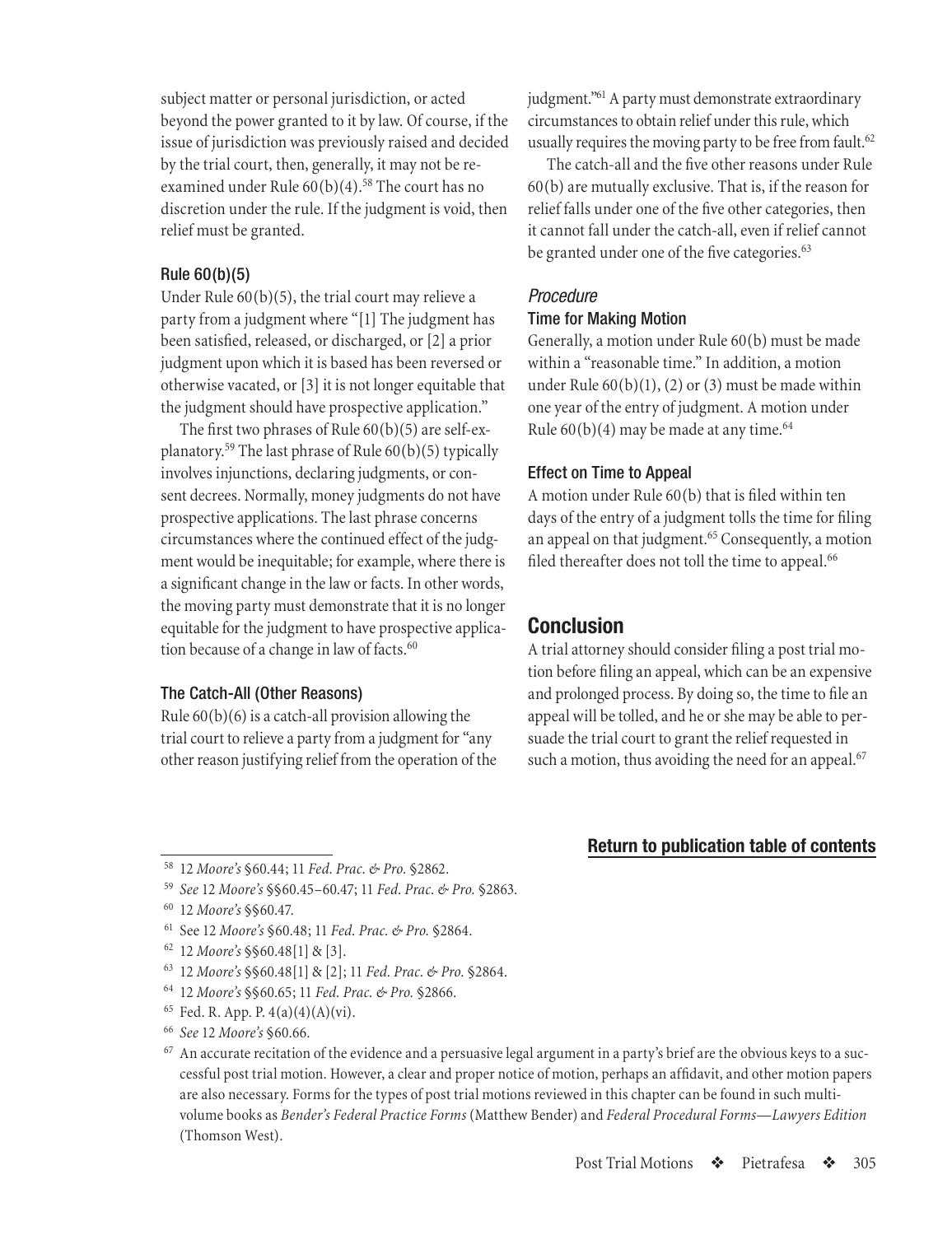subject matter or personal jurisdiction, or acted beyond the power granted to it by law. Of course, if the issue of jurisdiction was previously raised and decided by the trial court, then, generally, it may not be re-examined under Rule 60(b)(4).[58] The court has no discretion under the rule. If the judgment is void, then relief must be granted.

### Rule 60(b)(5)

Under Rule 60(b)(5), the trial court may relieve a party from a judgment where "[1] The judgment has been satisfied, released, or discharged, or [2] a prior judgment upon which it is based has been reversed or otherwise vacated, or [3] it is not longer equitable that the judgment should have prospective application."

The first two phrases of Rule 60(b)(5) are self-explanatory.[59] The last phrase of Rule 60(b)(5) typically involves injunctions, declaring judgments, or consent decrees. Normally, money judgments do not have prospective applications. The last phrase concerns circumstances where the continued effect of the judgment would be inequitable; for example, where there is a significant change in the law or facts. In other words, the moving party must demonstrate that it is no longer equitable for the judgment to have prospective application because of a change in law of facts.[60]

### The Catch-All (Other Reasons)

Rule 60(b)(6) is a catch-all provision allowing the trial court to relieve a party from a judgment for "any other reason justifying relief from the operation of the judgment."[61] A party must demonstrate extraordinary circumstances to obtain relief under this rule, which usually requires the moving party to be free from fault.[62]

The catch-all and the five other reasons under Rule 60(b) are mutually exclusive. That is, if the reason for relief falls under one of the five other categories, then it cannot fall under the catch-all, even if relief cannot be granted under one of the five categories.[63]

### *Procedure*

#### Time for Making Motion

Generally, a motion under Rule 60(b) must be made within a "reasonable time." In addition, a motion under Rule 60(b)(1), (2) or (3) must be made within one year of the entry of judgment. A motion under Rule 60(b)(4) may be made at any time.[64]

#### Effect on Time to Appeal

A motion under Rule 60(b) that is filed within ten days of the entry of a judgment tolls the time for filing an appeal on that judgment.[65] Consequently, a motion filed thereafter does not toll the time to appeal.[66]

## Conclusion

A trial attorney should consider filing a post trial motion before filing an appeal, which can be an expensive and prolonged process. By doing so, the time to file an appeal will be tolled, and he or she may be able to persuade the trial court to grant the relief requested in such a motion, thus avoiding the need for an appeal.[67]

**Return to publication table of contents**

---

[58] 12 *Moore's* §60.44; 11 *Fed. Prac. & Pro.* §2862.

[59] *See* 12 *Moore's* §§60.45–60.47; 11 *Fed. Prac. & Pro.* §2863.

[60] 12 *Moore's* §§60.47.

[61] See 12 *Moore's* §60.48; 11 *Fed. Prac. & Pro.* §2864.

[62] 12 *Moore's* §§60.48[1] & [3].

[63] 12 *Moore's* §§60.48[1] & [2]; 11 *Fed. Prac. & Pro.* §2864.

[64] 12 *Moore's* §§60.65; 11 *Fed. Prac. & Pro.* §2866.

[65] Fed. R. App. P. 4(a)(4)(A)(vi).

[66] *See* 12 *Moore's* §60.66.

[67] An accurate recitation of the evidence and a persuasive legal argument in a party's brief are the obvious keys to a successful post trial motion. However, a clear and proper notice of motion, perhaps an affidavit, and other motion papers are also necessary. Forms for the types of post trial motions reviewed in this chapter can be found in such multi-volume books as *Bender's Federal Practice Forms* (Matthew Bender) and *Federal Procedural Forms—Lawyers Edition* (Thomson West).